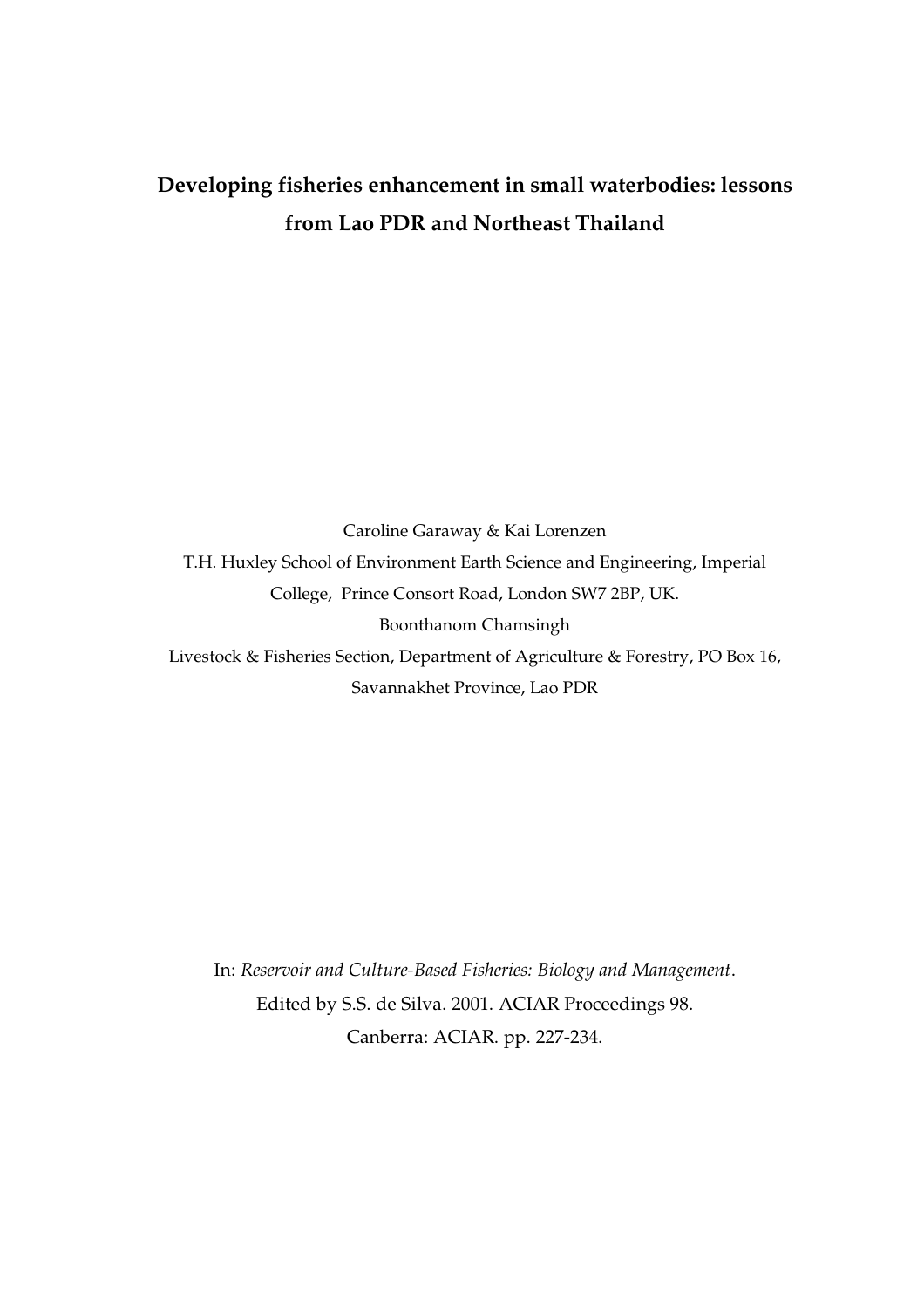# Developing fisheries enhancement in small waterbodies: lessons from Lao PDR and Northeast Thailand

Caroline Garaway & Kai Lorenzen

T.H. Huxley School of Environment Earth Science and Engineering, Imperial College, Prince Consort Road, London SW7 2BP, UK.

Boonthanom Chamsingh

Livestock & Fisheries Section, Department of Agriculture & Forestry, PO Box 16, Savannakhet Province, Lao PDR

In: *Reservoir and Culture-Based Fisheries: Biology and Management*. Edited by S.S. de Silva. 2001. ACIAR Proceedings 98. Canberra: ACIAR. pp. 227-234.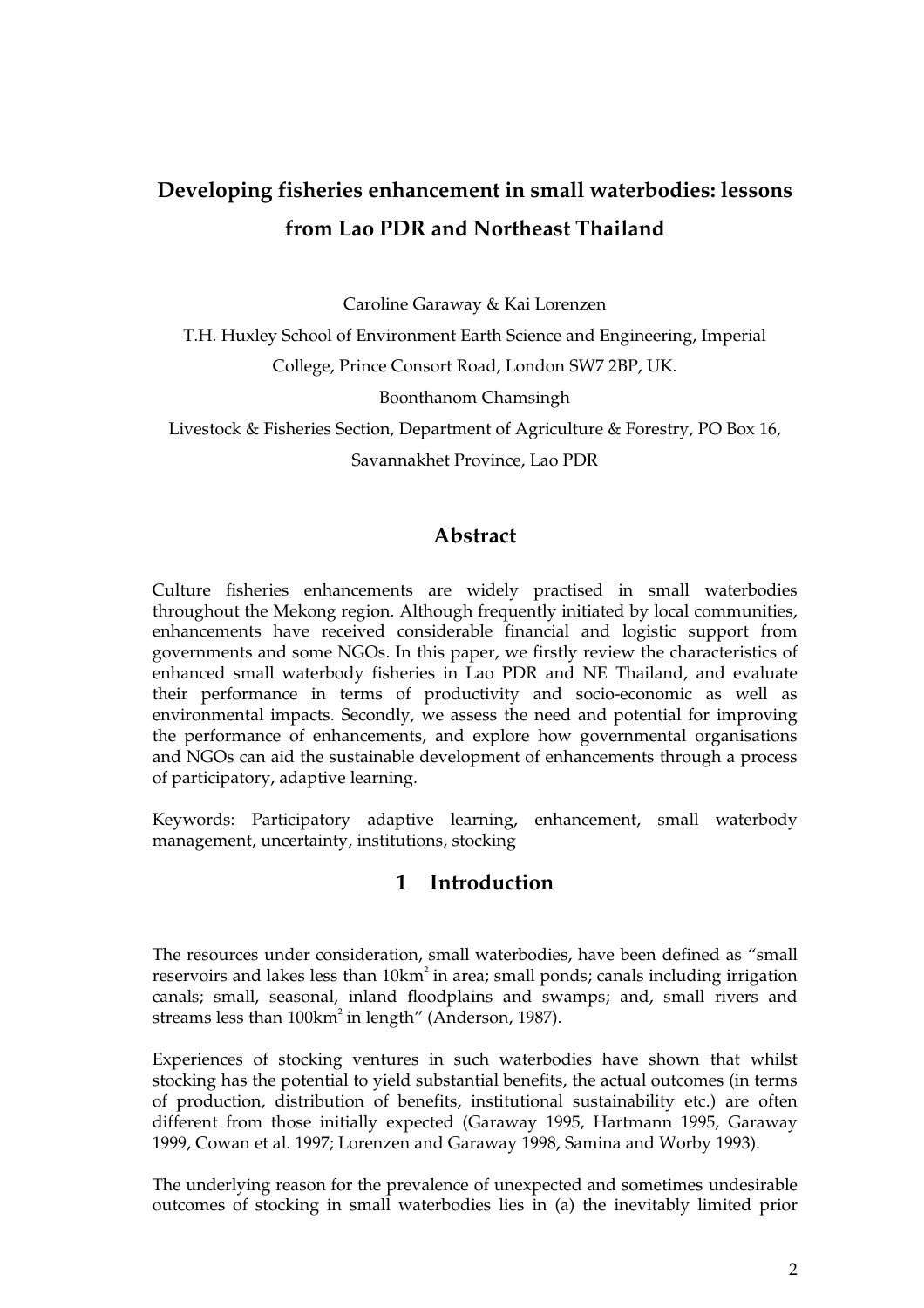# Developing fisheries enhancement in small waterbodies: lessons from Lao PDR and Northeast Thailand

Caroline Garaway & Kai Lorenzen

T.H. Huxley School of Environment Earth Science and Engineering, Imperial College, Prince Consort Road, London SW7 2BP, UK.

Boonthanom Chamsingh

Livestock & Fisheries Section, Department of Agriculture & Forestry, PO Box 16, Savannakhet Province, Lao PDR

## Abstract

Culture fisheries enhancements are widely practised in small waterbodies throughout the Mekong region. Although frequently initiated by local communities, enhancements have received considerable financial and logistic support from governments and some NGOs. In this paper, we firstly review the characteristics of enhanced small waterbody fisheries in Lao PDR and NE Thailand, and evaluate their performance in terms of productivity and socio-economic as well as environmental impacts. Secondly, we assess the need and potential for improving the performance of enhancements, and explore how governmental organisations and NGOs can aid the sustainable development of enhancements through a process of participatory, adaptive learning.

Keywords: Participatory adaptive learning, enhancement, small waterbody management, uncertainty, institutions, stocking

## 1 Introduction

The resources under consideration, small waterbodies, have been defined as "small reservoirs and lakes less than $10km^2$ in area; small ponds; canals including irrigation canals; small, seasonal, inland floodplains and swamps; and, small rivers and streams less than $100km^2$ in length" (Anderson, 1987).

Experiences of stocking ventures in such waterbodies have shown that whilst stocking has the potential to yield substantial benefits, the actual outcomes (in terms of production, distribution of benefits, institutional sustainability etc.) are often different from those initially expected (Garaway 1995, Hartmann 1995, Garaway 1999, Cowan et al. 1997; Lorenzen and Garaway 1998, Samina and Worby 1993).

The underlying reason for the prevalence of unexpected and sometimes undesirable outcomes of stocking in small waterbodies lies in (a) the inevitably limited prior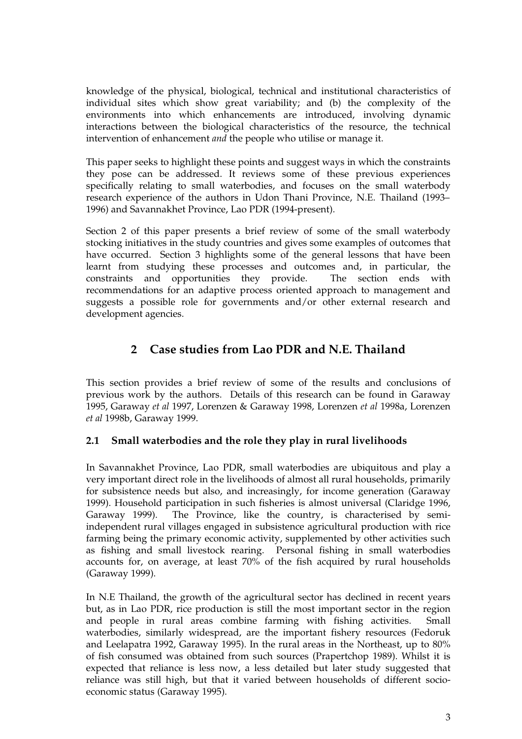knowledge of the physical, biological, technical and institutional characteristics of individual sites which show great variability; and (b) the complexity of the environments into which enhancements are introduced, involving dynamic interactions between the biological characteristics of the resource, the technical intervention of enhancement *and* the people who utilise or manage it.

This paper seeks to highlight these points and suggest ways in which the constraints they pose can be addressed. It reviews some of these previous experiences specifically relating to small waterbodies, and focuses on the small waterbody research experience of the authors in Udon Thani Province, N.E. Thailand (1993–1996) and Savannakhet Province, Lao PDR (1994-present).

Section 2 of this paper presents a brief review of some of the small waterbody stocking initiatives in the study countries and gives some examples of outcomes that have occurred. Section 3 highlights some of the general lessons that have been learnt from studying these processes and outcomes and, in particular, the constraints and opportunities they provide. The section ends with recommendations for an adaptive process oriented approach to management and suggests a possible role for governments and/or other external research and development agencies.

## 2 Case studies from Lao PDR and N.E. Thailand

This section provides a brief review of some of the results and conclusions of previous work by the authors. Details of this research can be found in Garaway 1995, Garaway *et al* 1997, Lorenzen & Garaway 1998, Lorenzen *et al* 1998a, Lorenzen *et al* 1998b, Garaway 1999.

### 2.1 Small waterbodies and the role they play in rural livelihoods

In Savannakhet Province, Lao PDR, small waterbodies are ubiquitous and play a very important direct role in the livelihoods of almost all rural households, primarily for subsistence needs but also, and increasingly, for income generation (Garaway 1999). Household participation in such fisheries is almost universal (Claridge 1996, Garaway 1999). The Province, like the country, is characterised by semi-independent rural villages engaged in subsistence agricultural production with rice farming being the primary economic activity, supplemented by other activities such as fishing and small livestock rearing. Personal fishing in small waterbodies accounts for, on average, at least 70% of the fish acquired by rural households (Garaway 1999).

In N.E Thailand, the growth of the agricultural sector has declined in recent years but, as in Lao PDR, rice production is still the most important sector in the region and people in rural areas combine farming with fishing activities. Small waterbodies, similarly widespread, are the important fishery resources (Fedoruk and Leelapatra 1992, Garaway 1995). In the rural areas in the Northeast, up to 80% of fish consumed was obtained from such sources (Prapertchop 1989). Whilst it is expected that reliance is less now, a less detailed but later study suggested that reliance was still high, but that it varied between households of different socio-economic status (Garaway 1995).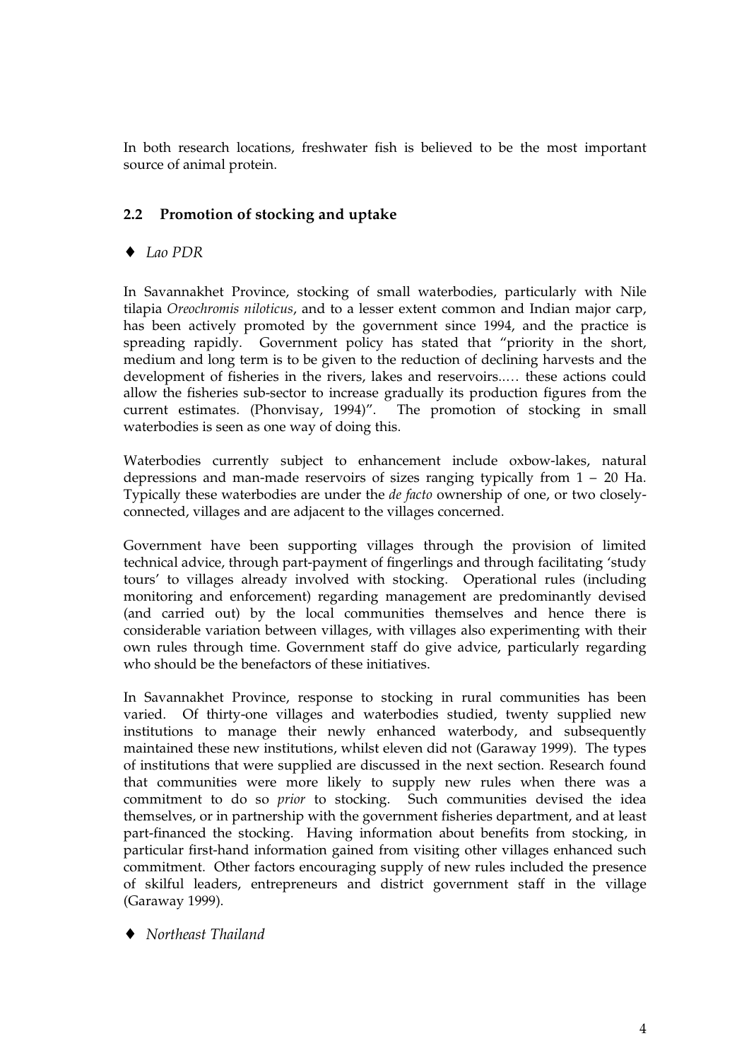In both research locations, freshwater fish is believed to be the most important source of animal protein.

## 2.2 Promotion of stocking and uptake

- *Lao PDR*

In Savannakhet Province, stocking of small waterbodies, particularly with Nile tilapia *Oreochromis niloticus*, and to a lesser extent common and Indian major carp, has been actively promoted by the government since 1994, and the practice is spreading rapidly. Government policy has stated that "priority in the short, medium and long term is to be given to the reduction of declining harvests and the development of fisheries in the rivers, lakes and reservoirs..… these actions could allow the fisheries sub-sector to increase gradually its production figures from the current estimates. (Phonvisay, 1994)". The promotion of stocking in small waterbodies is seen as one way of doing this.

Waterbodies currently subject to enhancement include oxbow-lakes, natural depressions and man-made reservoirs of sizes ranging typically from 1 – 20 Ha. Typically these waterbodies are under the *de facto* ownership of one, or two closely-connected, villages and are adjacent to the villages concerned.

Government have been supporting villages through the provision of limited technical advice, through part-payment of fingerlings and through facilitating 'study tours' to villages already involved with stocking. Operational rules (including monitoring and enforcement) regarding management are predominantly devised (and carried out) by the local communities themselves and hence there is considerable variation between villages, with villages also experimenting with their own rules through time. Government staff do give advice, particularly regarding who should be the benefactors of these initiatives.

In Savannakhet Province, response to stocking in rural communities has been varied. Of thirty-one villages and waterbodies studied, twenty supplied new institutions to manage their newly enhanced waterbody, and subsequently maintained these new institutions, whilst eleven did not (Garaway 1999). The types of institutions that were supplied are discussed in the next section. Research found that communities were more likely to supply new rules when there was a commitment to do so *prior* to stocking. Such communities devised the idea themselves, or in partnership with the government fisheries department, and at least part-financed the stocking. Having information about benefits from stocking, in particular first-hand information gained from visiting other villages enhanced such commitment. Other factors encouraging supply of new rules included the presence of skilful leaders, entrepreneurs and district government staff in the village (Garaway 1999).

- *Northeast Thailand*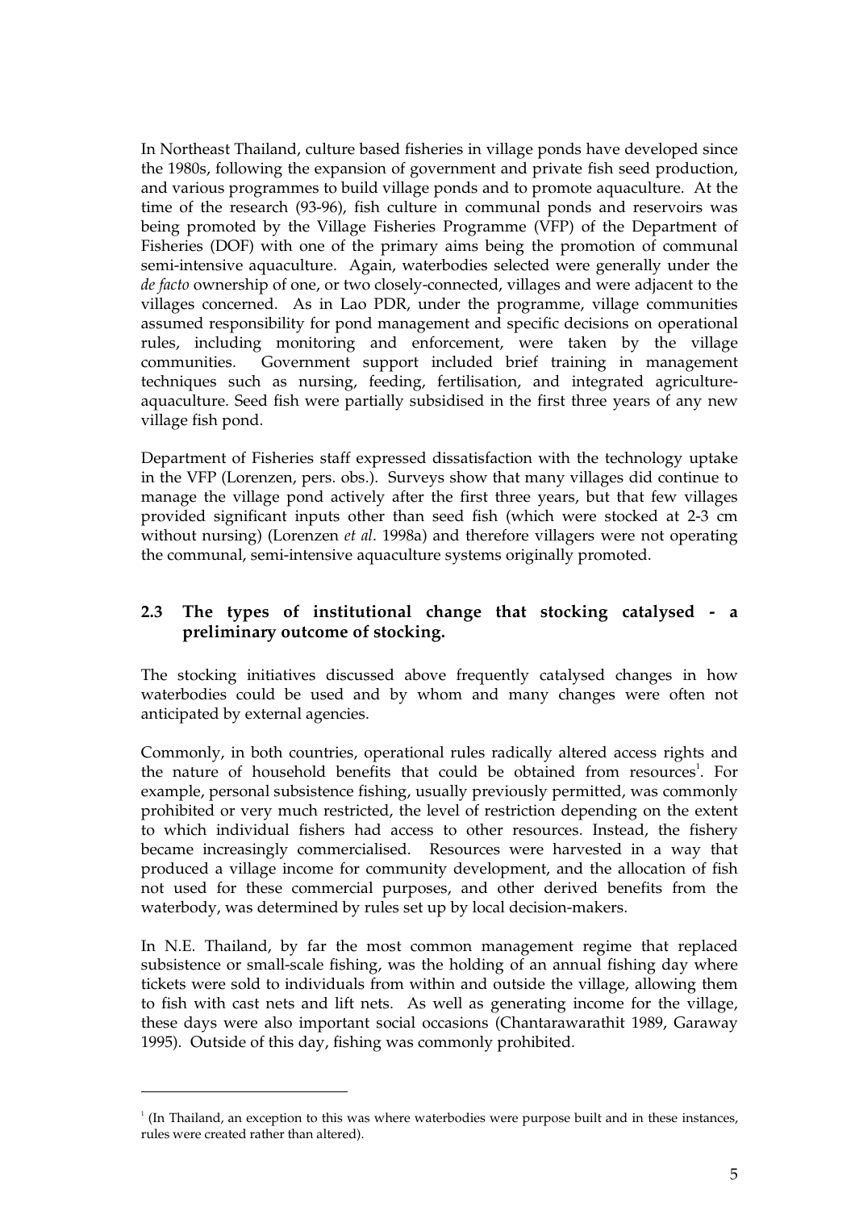In Northeast Thailand, culture based fisheries in village ponds have developed since the 1980s, following the expansion of government and private fish seed production, and various programmes to build village ponds and to promote aquaculture. At the time of the research (93-96), fish culture in communal ponds and reservoirs was being promoted by the Village Fisheries Programme (VFP) of the Department of Fisheries (DOF) with one of the primary aims being the promotion of communal semi-intensive aquaculture. Again, waterbodies selected were generally under the *de facto* ownership of one, or two closely-connected, villages and were adjacent to the villages concerned. As in Lao PDR, under the programme, village communities assumed responsibility for pond management and specific decisions on operational rules, including monitoring and enforcement, were taken by the village communities. Government support included brief training in management techniques such as nursing, feeding, fertilisation, and integrated agriculture-aquaculture. Seed fish were partially subsidised in the first three years of any new village fish pond.

Department of Fisheries staff expressed dissatisfaction with the technology uptake in the VFP (Lorenzen, pers. obs.). Surveys show that many villages did continue to manage the village pond actively after the first three years, but that few villages provided significant inputs other than seed fish (which were stocked at 2-3 cm without nursing) (Lorenzen *et al*. 1998a) and therefore villagers were not operating the communal, semi-intensive aquaculture systems originally promoted.

## 2.3 The types of institutional change that stocking catalysed - a preliminary outcome of stocking.

The stocking initiatives discussed above frequently catalysed changes in how waterbodies could be used and by whom and many changes were often not anticipated by external agencies.

Commonly, in both countries, operational rules radically altered access rights and the nature of household benefits that could be obtained from resources[1]. For example, personal subsistence fishing, usually previously permitted, was commonly prohibited or very much restricted, the level of restriction depending on the extent to which individual fishers had access to other resources. Instead, the fishery became increasingly commercialised. Resources were harvested in a way that produced a village income for community development, and the allocation of fish not used for these commercial purposes, and other derived benefits from the waterbody, was determined by rules set up by local decision-makers.

In N.E. Thailand, by far the most common management regime that replaced subsistence or small-scale fishing, was the holding of an annual fishing day where tickets were sold to individuals from within and outside the village, allowing them to fish with cast nets and lift nets. As well as generating income for the village, these days were also important social occasions (Chantarawarathit 1989, Garaway 1995). Outside of this day, fishing was commonly prohibited.

[1] (In Thailand, an exception to this was where waterbodies were purpose built and in these instances, rules were created rather than altered).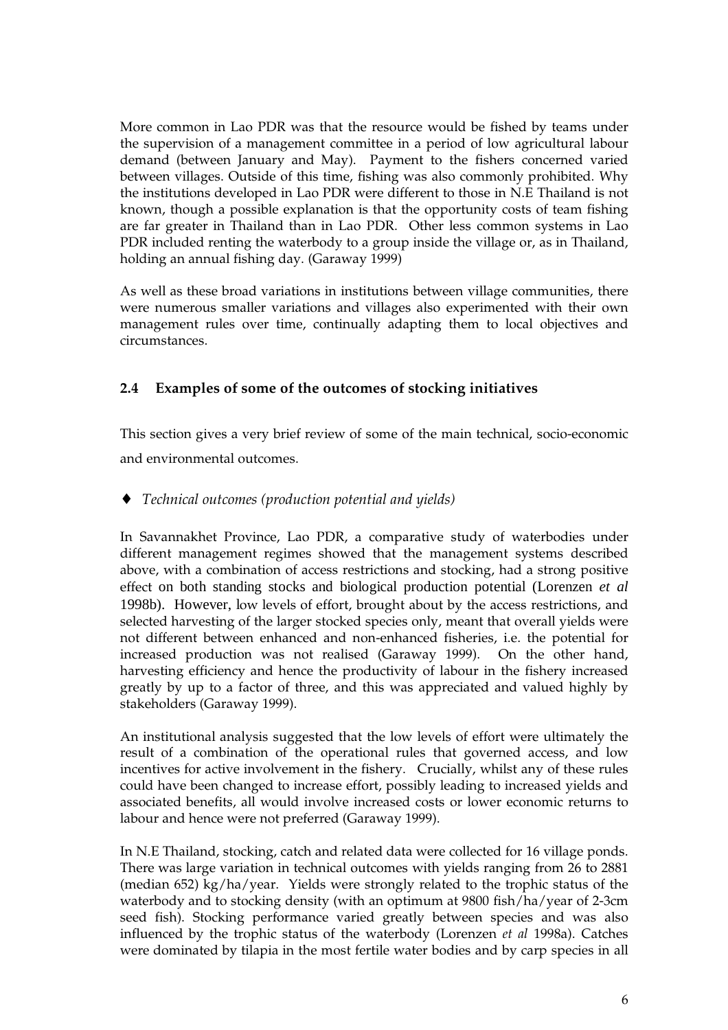More common in Lao PDR was that the resource would be fished by teams under the supervision of a management committee in a period of low agricultural labour demand (between January and May). Payment to the fishers concerned varied between villages. Outside of this time, fishing was also commonly prohibited. Why the institutions developed in Lao PDR were different to those in N.E Thailand is not known, though a possible explanation is that the opportunity costs of team fishing are far greater in Thailand than in Lao PDR. Other less common systems in Lao PDR included renting the waterbody to a group inside the village or, as in Thailand, holding an annual fishing day. (Garaway 1999)

As well as these broad variations in institutions between village communities, there were numerous smaller variations and villages also experimented with their own management rules over time, continually adapting them to local objectives and circumstances.

### 2.4 Examples of some of the outcomes of stocking initiatives

This section gives a very brief review of some of the main technical, socio-economic and environmental outcomes.

- *Technical outcomes (production potential and yields)*

In Savannakhet Province, Lao PDR, a comparative study of waterbodies under different management regimes showed that the management systems described above, with a combination of access restrictions and stocking, had a strong positive effect on both standing stocks and biological production potential (Lorenzen *et al* 1998b). However, low levels of effort, brought about by the access restrictions, and selected harvesting of the larger stocked species only, meant that overall yields were not different between enhanced and non-enhanced fisheries, i.e. the potential for increased production was not realised (Garaway 1999). On the other hand, harvesting efficiency and hence the productivity of labour in the fishery increased greatly by up to a factor of three, and this was appreciated and valued highly by stakeholders (Garaway 1999).

An institutional analysis suggested that the low levels of effort were ultimately the result of a combination of the operational rules that governed access, and low incentives for active involvement in the fishery. Crucially, whilst any of these rules could have been changed to increase effort, possibly leading to increased yields and associated benefits, all would involve increased costs or lower economic returns to labour and hence were not preferred (Garaway 1999).

In N.E Thailand, stocking, catch and related data were collected for 16 village ponds. There was large variation in technical outcomes with yields ranging from 26 to 2881 (median 652) kg/ha/year. Yields were strongly related to the trophic status of the waterbody and to stocking density (with an optimum at 9800 fish/ha/year of 2-3cm seed fish). Stocking performance varied greatly between species and was also influenced by the trophic status of the waterbody (Lorenzen *et al* 1998a). Catches were dominated by tilapia in the most fertile water bodies and by carp species in all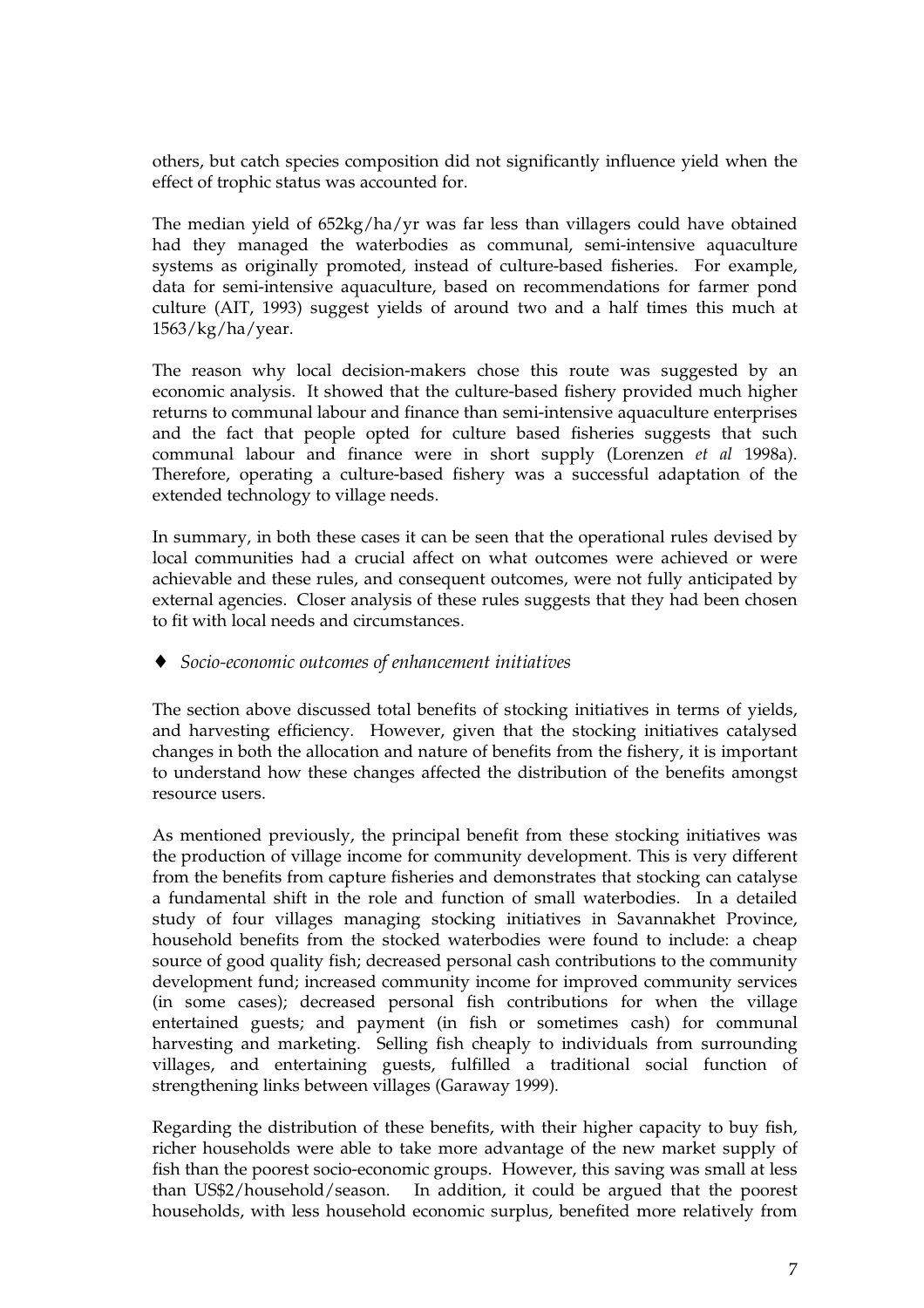others, but catch species composition did not significantly influence yield when the effect of trophic status was accounted for.

The median yield of 652kg/ha/yr was far less than villagers could have obtained had they managed the waterbodies as communal, semi-intensive aquaculture systems as originally promoted, instead of culture-based fisheries. For example, data for semi-intensive aquaculture, based on recommendations for farmer pond culture (AIT, 1993) suggest yields of around two and a half times this much at 1563/kg/ha/year.

The reason why local decision-makers chose this route was suggested by an economic analysis. It showed that the culture-based fishery provided much higher returns to communal labour and finance than semi-intensive aquaculture enterprises and the fact that people opted for culture based fisheries suggests that such communal labour and finance were in short supply (Lorenzen *et al* 1998a). Therefore, operating a culture-based fishery was a successful adaptation of the extended technology to village needs.

In summary, in both these cases it can be seen that the operational rules devised by local communities had a crucial affect on what outcomes were achieved or were achievable and these rules, and consequent outcomes, were not fully anticipated by external agencies. Closer analysis of these rules suggests that they had been chosen to fit with local needs and circumstances.

♦ *Socio-economic outcomes of enhancement initiatives*

The section above discussed total benefits of stocking initiatives in terms of yields, and harvesting efficiency. However, given that the stocking initiatives catalysed changes in both the allocation and nature of benefits from the fishery, it is important to understand how these changes affected the distribution of the benefits amongst resource users.

As mentioned previously, the principal benefit from these stocking initiatives was the production of village income for community development. This is very different from the benefits from capture fisheries and demonstrates that stocking can catalyse a fundamental shift in the role and function of small waterbodies. In a detailed study of four villages managing stocking initiatives in Savannakhet Province, household benefits from the stocked waterbodies were found to include: a cheap source of good quality fish; decreased personal cash contributions to the community development fund; increased community income for improved community services (in some cases); decreased personal fish contributions for when the village entertained guests; and payment (in fish or sometimes cash) for communal harvesting and marketing. Selling fish cheaply to individuals from surrounding villages, and entertaining guests, fulfilled a traditional social function of strengthening links between villages (Garaway 1999).

Regarding the distribution of these benefits, with their higher capacity to buy fish, richer households were able to take more advantage of the new market supply of fish than the poorest socio-economic groups. However, this saving was small at less than US$2/household/season. In addition, it could be argued that the poorest households, with less household economic surplus, benefited more relatively from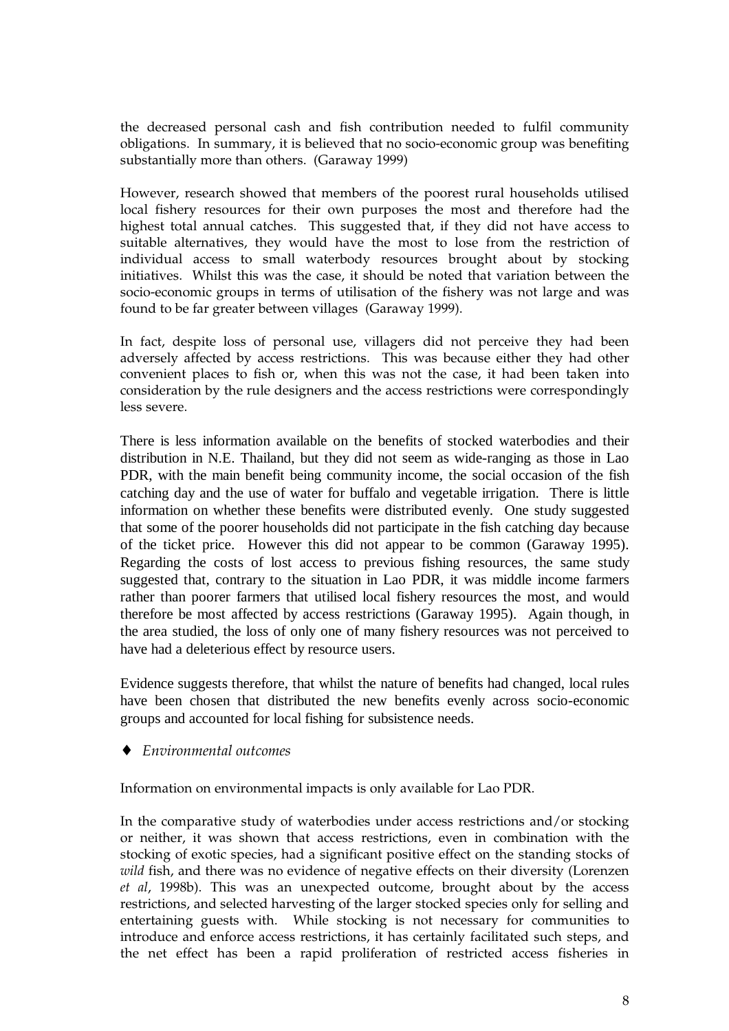the decreased personal cash and fish contribution needed to fulfil community obligations. In summary, it is believed that no socio-economic group was benefiting substantially more than others. (Garaway 1999)

However, research showed that members of the poorest rural households utilised local fishery resources for their own purposes the most and therefore had the highest total annual catches. This suggested that, if they did not have access to suitable alternatives, they would have the most to lose from the restriction of individual access to small waterbody resources brought about by stocking initiatives. Whilst this was the case, it should be noted that variation between the socio-economic groups in terms of utilisation of the fishery was not large and was found to be far greater between villages (Garaway 1999).

In fact, despite loss of personal use, villagers did not perceive they had been adversely affected by access restrictions. This was because either they had other convenient places to fish or, when this was not the case, it had been taken into consideration by the rule designers and the access restrictions were correspondingly less severe.

There is less information available on the benefits of stocked waterbodies and their distribution in N.E. Thailand, but they did not seem as wide-ranging as those in Lao PDR, with the main benefit being community income, the social occasion of the fish catching day and the use of water for buffalo and vegetable irrigation. There is little information on whether these benefits were distributed evenly. One study suggested that some of the poorer households did not participate in the fish catching day because of the ticket price. However this did not appear to be common (Garaway 1995). Regarding the costs of lost access to previous fishing resources, the same study suggested that, contrary to the situation in Lao PDR, it was middle income farmers rather than poorer farmers that utilised local fishery resources the most, and would therefore be most affected by access restrictions (Garaway 1995). Again though, in the area studied, the loss of only one of many fishery resources was not perceived to have had a deleterious effect by resource users.

Evidence suggests therefore, that whilst the nature of benefits had changed, local rules have been chosen that distributed the new benefits evenly across socio-economic groups and accounted for local fishing for subsistence needs.

- *Environmental outcomes*

Information on environmental impacts is only available for Lao PDR.

In the comparative study of waterbodies under access restrictions and/or stocking or neither, it was shown that access restrictions, even in combination with the stocking of exotic species, had a significant positive effect on the standing stocks of *wild* fish, and there was no evidence of negative effects on their diversity (Lorenzen *et al*, 1998b). This was an unexpected outcome, brought about by the access restrictions, and selected harvesting of the larger stocked species only for selling and entertaining guests with. While stocking is not necessary for communities to introduce and enforce access restrictions, it has certainly facilitated such steps, and the net effect has been a rapid proliferation of restricted access fisheries in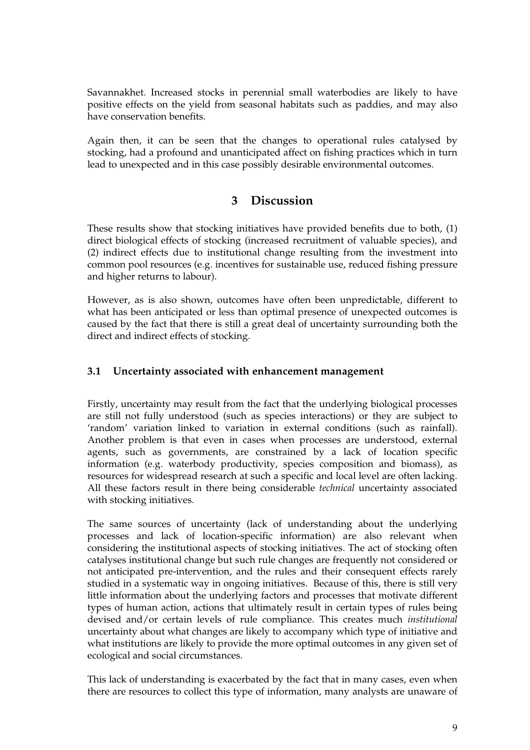Savannakhet. Increased stocks in perennial small waterbodies are likely to have positive effects on the yield from seasonal habitats such as paddies, and may also have conservation benefits.

Again then, it can be seen that the changes to operational rules catalysed by stocking, had a profound and unanticipated affect on fishing practices which in turn lead to unexpected and in this case possibly desirable environmental outcomes.

# 3 Discussion

These results show that stocking initiatives have provided benefits due to both, (1) direct biological effects of stocking (increased recruitment of valuable species), and (2) indirect effects due to institutional change resulting from the investment into common pool resources (e.g. incentives for sustainable use, reduced fishing pressure and higher returns to labour).

However, as is also shown, outcomes have often been unpredictable, different to what has been anticipated or less than optimal presence of unexpected outcomes is caused by the fact that there is still a great deal of uncertainty surrounding both the direct and indirect effects of stocking.

## 3.1 Uncertainty associated with enhancement management

Firstly, uncertainty may result from the fact that the underlying biological processes are still not fully understood (such as species interactions) or they are subject to 'random' variation linked to variation in external conditions (such as rainfall). Another problem is that even in cases when processes are understood, external agents, such as governments, are constrained by a lack of location specific information (e.g. waterbody productivity, species composition and biomass), as resources for widespread research at such a specific and local level are often lacking. All these factors result in there being considerable *technical* uncertainty associated with stocking initiatives.

The same sources of uncertainty (lack of understanding about the underlying processes and lack of location-specific information) are also relevant when considering the institutional aspects of stocking initiatives. The act of stocking often catalyses institutional change but such rule changes are frequently not considered or not anticipated pre-intervention, and the rules and their consequent effects rarely studied in a systematic way in ongoing initiatives. Because of this, there is still very little information about the underlying factors and processes that motivate different types of human action, actions that ultimately result in certain types of rules being devised and/or certain levels of rule compliance. This creates much *institutional* uncertainty about what changes are likely to accompany which type of initiative and what institutions are likely to provide the more optimal outcomes in any given set of ecological and social circumstances.

This lack of understanding is exacerbated by the fact that in many cases, even when there are resources to collect this type of information, many analysts are unaware of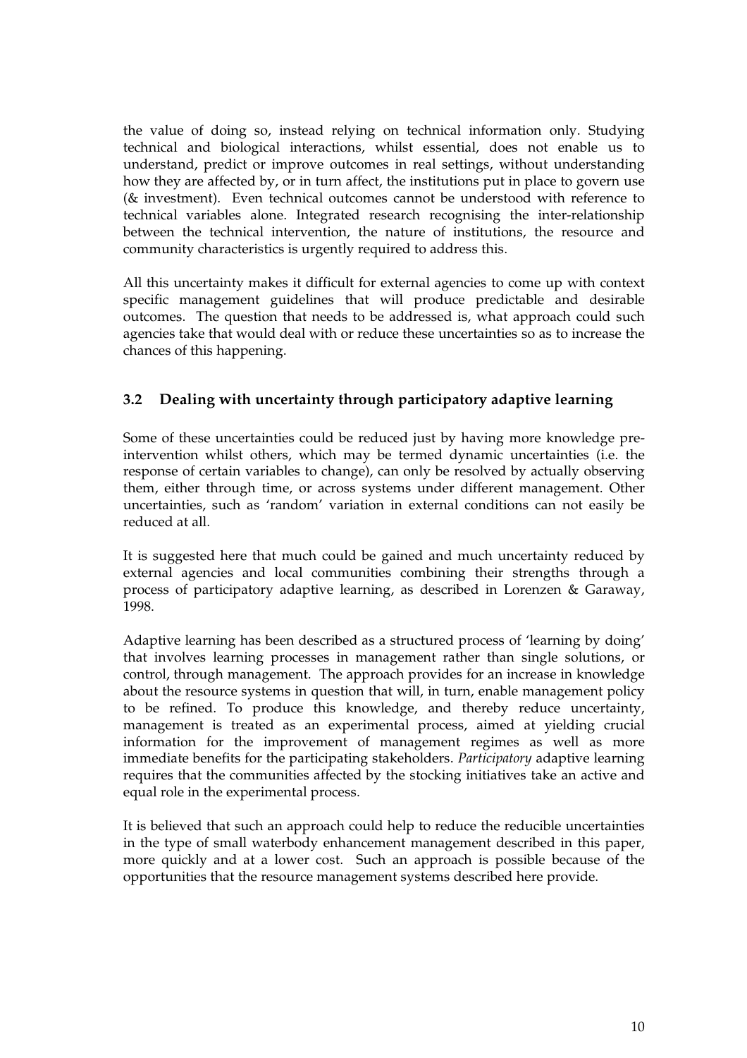the value of doing so, instead relying on technical information only. Studying technical and biological interactions, whilst essential, does not enable us to understand, predict or improve outcomes in real settings, without understanding how they are affected by, or in turn affect, the institutions put in place to govern use (& investment). Even technical outcomes cannot be understood with reference to technical variables alone. Integrated research recognising the inter-relationship between the technical intervention, the nature of institutions, the resource and community characteristics is urgently required to address this.

All this uncertainty makes it difficult for external agencies to come up with context specific management guidelines that will produce predictable and desirable outcomes. The question that needs to be addressed is, what approach could such agencies take that would deal with or reduce these uncertainties so as to increase the chances of this happening.

## 3.2 Dealing with uncertainty through participatory adaptive learning

Some of these uncertainties could be reduced just by having more knowledge pre-intervention whilst others, which may be termed dynamic uncertainties (i.e. the response of certain variables to change), can only be resolved by actually observing them, either through time, or across systems under different management. Other uncertainties, such as 'random' variation in external conditions can not easily be reduced at all.

It is suggested here that much could be gained and much uncertainty reduced by external agencies and local communities combining their strengths through a process of participatory adaptive learning, as described in Lorenzen & Garaway, 1998.

Adaptive learning has been described as a structured process of 'learning by doing' that involves learning processes in management rather than single solutions, or control, through management. The approach provides for an increase in knowledge about the resource systems in question that will, in turn, enable management policy to be refined. To produce this knowledge, and thereby reduce uncertainty, management is treated as an experimental process, aimed at yielding crucial information for the improvement of management regimes as well as more immediate benefits for the participating stakeholders. *Participatory* adaptive learning requires that the communities affected by the stocking initiatives take an active and equal role in the experimental process.

It is believed that such an approach could help to reduce the reducible uncertainties in the type of small waterbody enhancement management described in this paper, more quickly and at a lower cost. Such an approach is possible because of the opportunities that the resource management systems described here provide.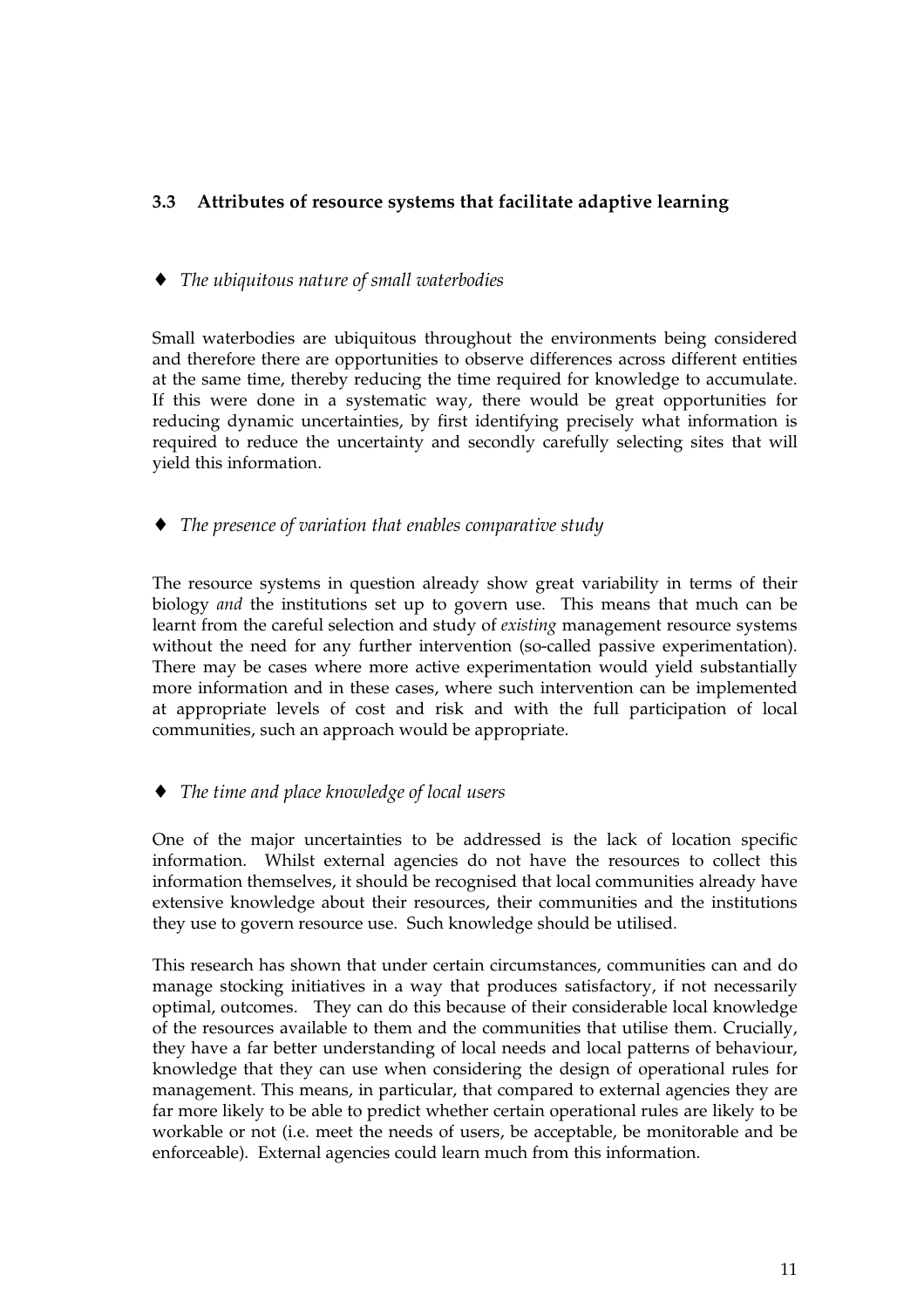### 3.3 Attributes of resource systems that facilitate adaptive learning

♦ *The ubiquitous nature of small waterbodies*

Small waterbodies are ubiquitous throughout the environments being considered and therefore there are opportunities to observe differences across different entities at the same time, thereby reducing the time required for knowledge to accumulate. If this were done in a systematic way, there would be great opportunities for reducing dynamic uncertainties, by first identifying precisely what information is required to reduce the uncertainty and secondly carefully selecting sites that will yield this information.

♦ *The presence of variation that enables comparative study*

The resource systems in question already show great variability in terms of their biology *and* the institutions set up to govern use. This means that much can be learnt from the careful selection and study of *existing* management resource systems without the need for any further intervention (so-called passive experimentation). There may be cases where more active experimentation would yield substantially more information and in these cases, where such intervention can be implemented at appropriate levels of cost and risk and with the full participation of local communities, such an approach would be appropriate.

♦ *The time and place knowledge of local users*

One of the major uncertainties to be addressed is the lack of location specific information. Whilst external agencies do not have the resources to collect this information themselves, it should be recognised that local communities already have extensive knowledge about their resources, their communities and the institutions they use to govern resource use. Such knowledge should be utilised.

This research has shown that under certain circumstances, communities can and do manage stocking initiatives in a way that produces satisfactory, if not necessarily optimal, outcomes. They can do this because of their considerable local knowledge of the resources available to them and the communities that utilise them. Crucially, they have a far better understanding of local needs and local patterns of behaviour, knowledge that they can use when considering the design of operational rules for management. This means, in particular, that compared to external agencies they are far more likely to be able to predict whether certain operational rules are likely to be workable or not (i.e. meet the needs of users, be acceptable, be monitorable and be enforceable). External agencies could learn much from this information.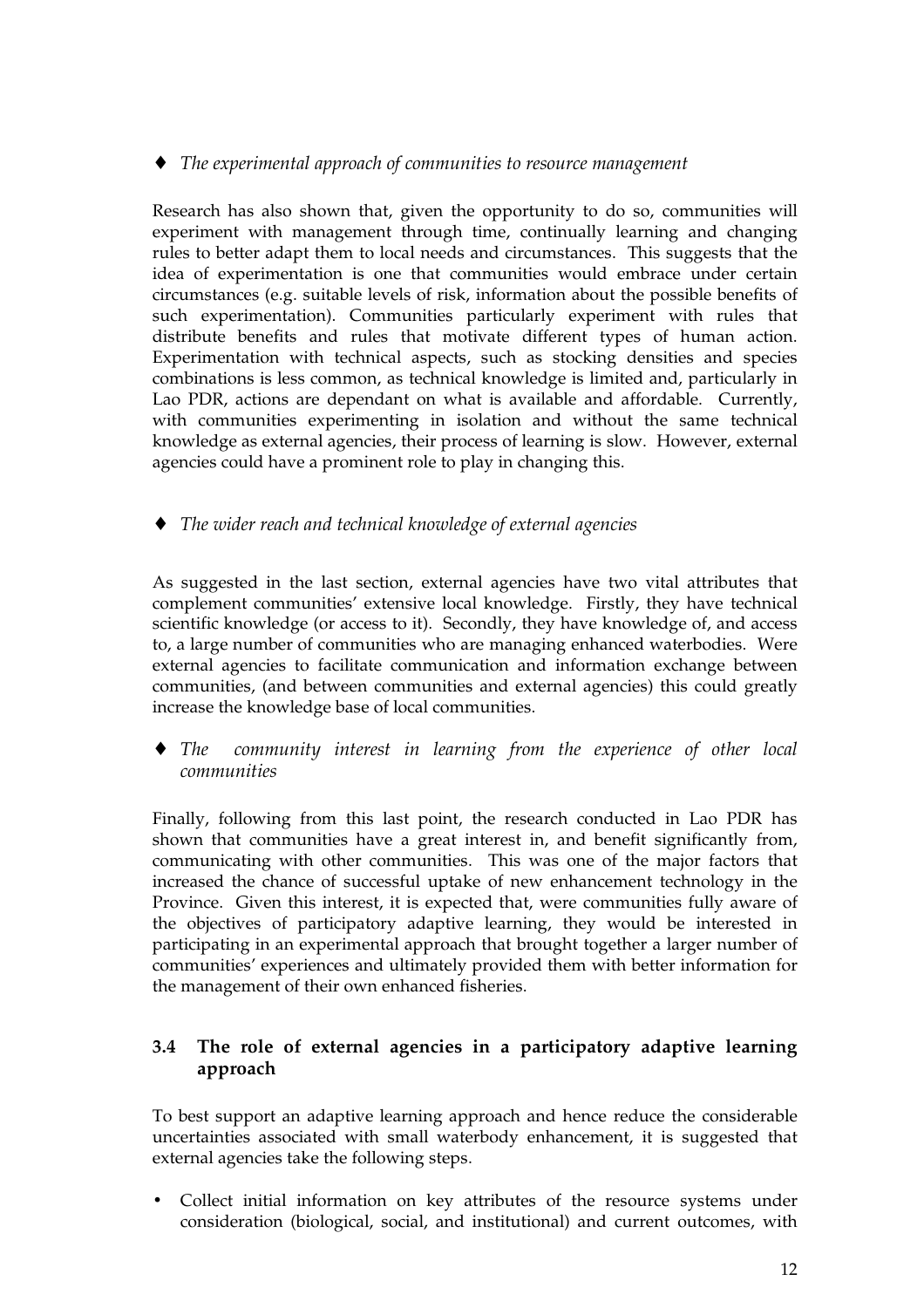♦ *The experimental approach of communities to resource management*

Research has also shown that, given the opportunity to do so, communities will experiment with management through time, continually learning and changing rules to better adapt them to local needs and circumstances. This suggests that the idea of experimentation is one that communities would embrace under certain circumstances (e.g. suitable levels of risk, information about the possible benefits of such experimentation). Communities particularly experiment with rules that distribute benefits and rules that motivate different types of human action. Experimentation with technical aspects, such as stocking densities and species combinations is less common, as technical knowledge is limited and, particularly in Lao PDR, actions are dependant on what is available and affordable. Currently, with communities experimenting in isolation and without the same technical knowledge as external agencies, their process of learning is slow. However, external agencies could have a prominent role to play in changing this.

♦ *The wider reach and technical knowledge of external agencies*

As suggested in the last section, external agencies have two vital attributes that complement communities' extensive local knowledge. Firstly, they have technical scientific knowledge (or access to it). Secondly, they have knowledge of, and access to, a large number of communities who are managing enhanced waterbodies. Were external agencies to facilitate communication and information exchange between communities, (and between communities and external agencies) this could greatly increase the knowledge base of local communities.

♦ *The community interest in learning from the experience of other local communities*

Finally, following from this last point, the research conducted in Lao PDR has shown that communities have a great interest in, and benefit significantly from, communicating with other communities. This was one of the major factors that increased the chance of successful uptake of new enhancement technology in the Province. Given this interest, it is expected that, were communities fully aware of the objectives of participatory adaptive learning, they would be interested in participating in an experimental approach that brought together a larger number of communities' experiences and ultimately provided them with better information for the management of their own enhanced fisheries.

### 3.4 The role of external agencies in a participatory adaptive learning approach

To best support an adaptive learning approach and hence reduce the considerable uncertainties associated with small waterbody enhancement, it is suggested that external agencies take the following steps.

- Collect initial information on key attributes of the resource systems under consideration (biological, social, and institutional) and current outcomes, with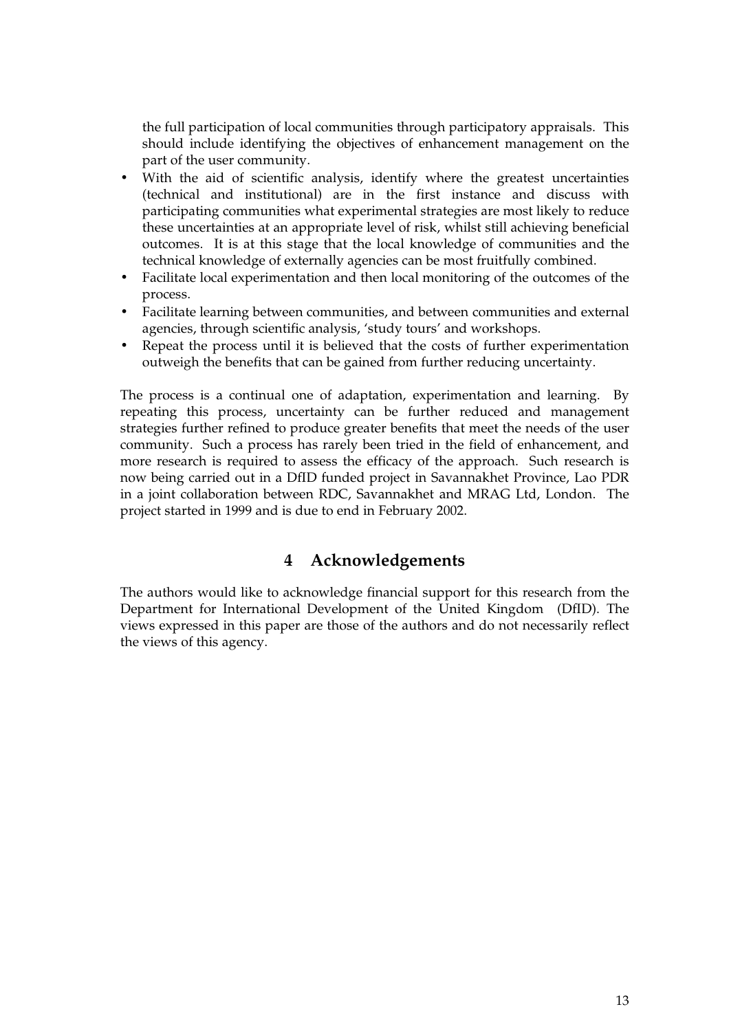the full participation of local communities through participatory appraisals. This should include identifying the objectives of enhancement management on the part of the user community.

- With the aid of scientific analysis, identify where the greatest uncertainties (technical and institutional) are in the first instance and discuss with participating communities what experimental strategies are most likely to reduce these uncertainties at an appropriate level of risk, whilst still achieving beneficial outcomes. It is at this stage that the local knowledge of communities and the technical knowledge of externally agencies can be most fruitfully combined.
- Facilitate local experimentation and then local monitoring of the outcomes of the process.
- Facilitate learning between communities, and between communities and external agencies, through scientific analysis, 'study tours' and workshops.
- Repeat the process until it is believed that the costs of further experimentation outweigh the benefits that can be gained from further reducing uncertainty.

The process is a continual one of adaptation, experimentation and learning. By repeating this process, uncertainty can be further reduced and management strategies further refined to produce greater benefits that meet the needs of the user community. Such a process has rarely been tried in the field of enhancement, and more research is required to assess the efficacy of the approach. Such research is now being carried out in a DfID funded project in Savannakhet Province, Lao PDR in a joint collaboration between RDC, Savannakhet and MRAG Ltd, London. The project started in 1999 and is due to end in February 2002.

# 4 Acknowledgements

The authors would like to acknowledge financial support for this research from the Department for International Development of the United Kingdom (DfID). The views expressed in this paper are those of the authors and do not necessarily reflect the views of this agency.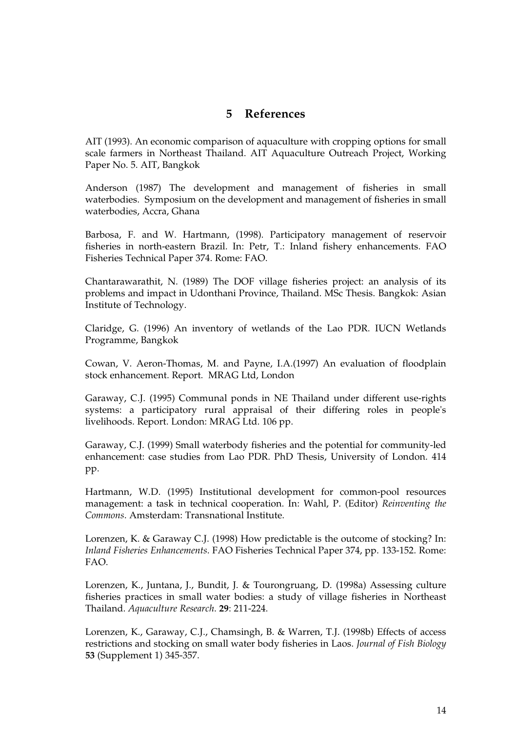# 5 References

AIT (1993). An economic comparison of aquaculture with cropping options for small scale farmers in Northeast Thailand. AIT Aquaculture Outreach Project, Working Paper No. 5. AIT, Bangkok

Anderson (1987) The development and management of fisheries in small waterbodies. Symposium on the development and management of fisheries in small waterbodies, Accra, Ghana

Barbosa, F. and W. Hartmann, (1998). Participatory management of reservoir fisheries in north-eastern Brazil. In: Petr, T.: Inland fishery enhancements. FAO Fisheries Technical Paper 374. Rome: FAO.

Chantarawarathit, N. (1989) The DOF village fisheries project: an analysis of its problems and impact in Udonthani Province, Thailand. MSc Thesis. Bangkok: Asian Institute of Technology.

Claridge, G. (1996) An inventory of wetlands of the Lao PDR. IUCN Wetlands Programme, Bangkok

Cowan, V. Aeron-Thomas, M. and Payne, I.A.(1997) An evaluation of floodplain stock enhancement. Report. MRAG Ltd, London

Garaway, C.J. (1995) Communal ponds in NE Thailand under different use-rights systems: a participatory rural appraisal of their differing roles in people's livelihoods. Report. London: MRAG Ltd. 106 pp.

Garaway, C.J. (1999) Small waterbody fisheries and the potential for community-led enhancement: case studies from Lao PDR. PhD Thesis, University of London. 414 pp.

Hartmann, W.D. (1995) Institutional development for common-pool resources management: a task in technical cooperation. In: Wahl, P. (Editor) *Reinventing the Commons*. Amsterdam: Transnational Institute.

Lorenzen, K. & Garaway C.J. (1998) How predictable is the outcome of stocking? In: *Inland Fisheries Enhancements*. FAO Fisheries Technical Paper 374, pp. 133-152. Rome: FAO.

Lorenzen, K., Juntana, J., Bundit, J. & Tourongruang, D. (1998a) Assessing culture fisheries practices in small water bodies: a study of village fisheries in Northeast Thailand. *Aquaculture Research*. **29**: 211-224.

Lorenzen, K., Garaway, C.J., Chamsingh, B. & Warren, T.J. (1998b) Effects of access restrictions and stocking on small water body fisheries in Laos. *Journal of Fish Biology* **53** (Supplement 1) 345-357.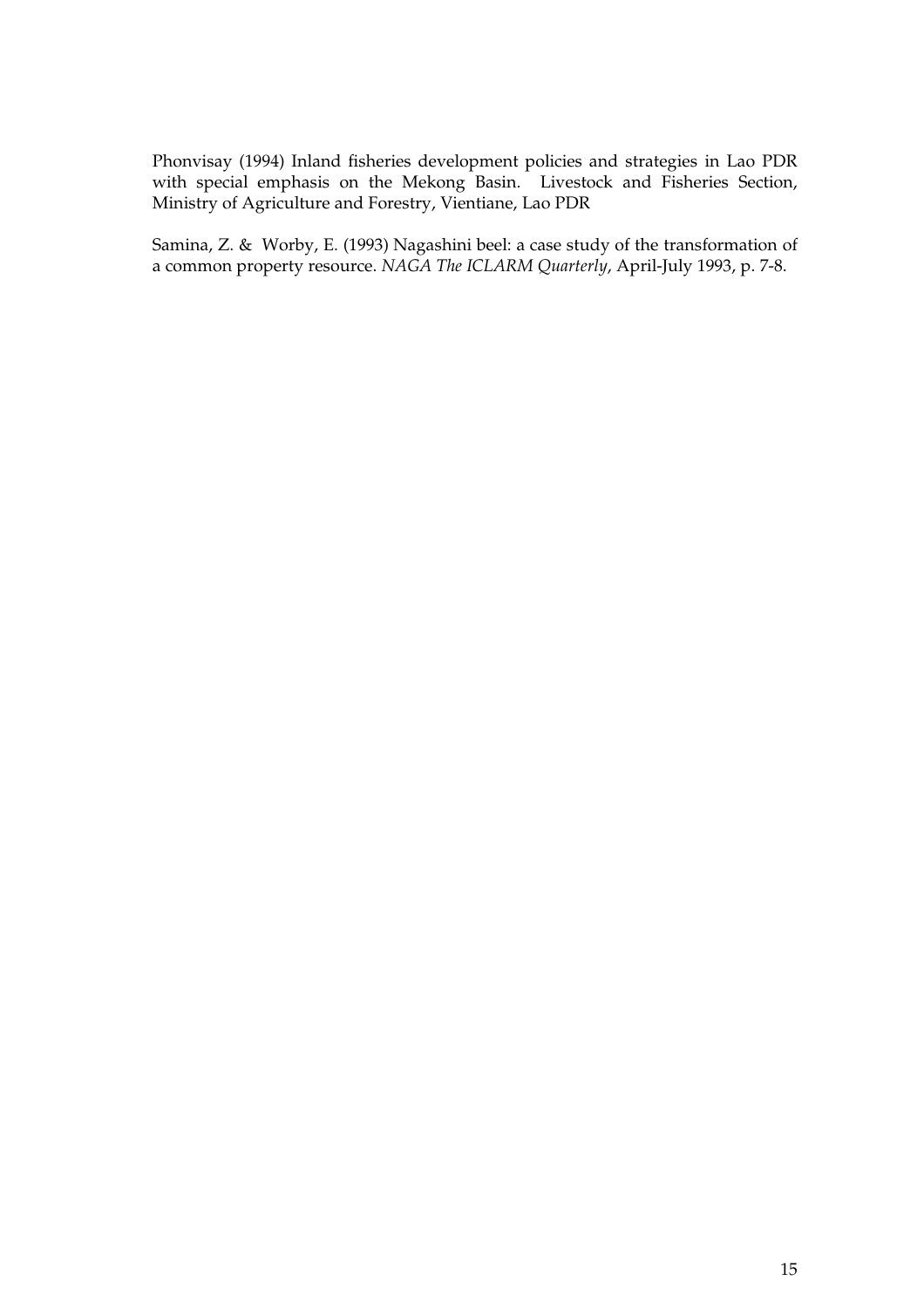Phonvisay (1994) Inland fisheries development policies and strategies in Lao PDR with special emphasis on the Mekong Basin. Livestock and Fisheries Section, Ministry of Agriculture and Forestry, Vientiane, Lao PDR

Samina, Z. & Worby, E. (1993) Nagashini beel: a case study of the transformation of a common property resource. *NAGA The ICLARM Quarterly*, April-July 1993, p. 7-8.